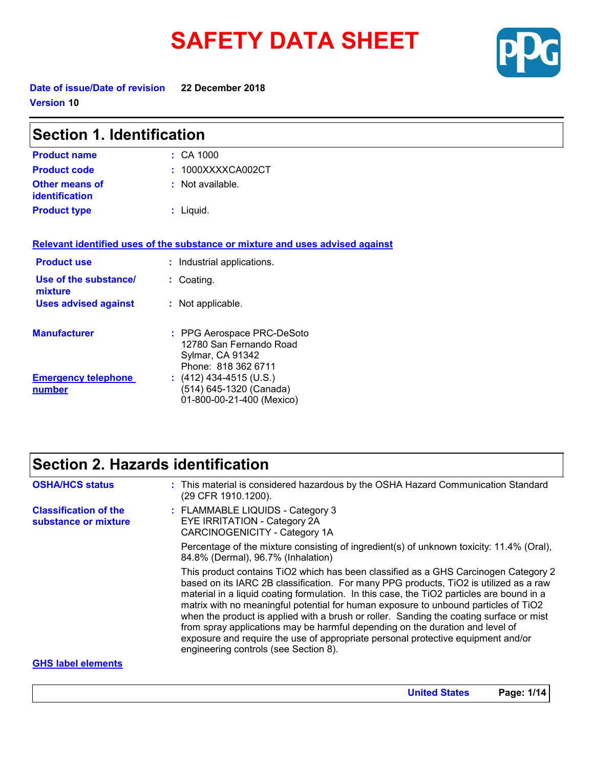# SAFETY DATA SHEET

**Date of issue/Date of revision** 22 December 2018

**Version** 10

## Section 1. Identification

| | |
|---|---|
| **Product name** | : CA 1000 |
| **Product code** | : 1000XXXXCA002CT |
| **Other means of identification** | : Not available. |
| **Product type** | : Liquid. |

**Relevant identified uses of the substance or mixture and uses advised against**

| | |
|---|---|
| **Product use** | : Industrial applications. |
| **Use of the substance/ mixture** | : Coating. |
| **Uses advised against** | : Not applicable. |

**Manufacturer** : PPG Aerospace PRC-DeSoto
12780 San Fernando Road
Sylmar, CA 91342
Phone: 818 362 6711

**Emergency telephone number** : (412) 434-4515 (U.S.)
(514) 645-1320 (Canada)
01-800-00-21-400 (Mexico)

## Section 2. Hazards identification

**OSHA/HCS status** : This material is considered hazardous by the OSHA Hazard Communication Standard (29 CFR 1910.1200).

**Classification of the substance or mixture** : FLAMMABLE LIQUIDS - Category 3
EYE IRRITATION - Category 2A
CARCINOGENICITY - Category 1A

Percentage of the mixture consisting of ingredient(s) of unknown toxicity: 11.4% (Oral), 84.8% (Dermal), 96.7% (Inhalation)

This product contains $TiO_2$ which has been classified as a GHS Carcinogen Category 2 based on its IARC 2B classification. For many PPG products, $TiO_2$ is utilized as a raw material in a liquid coating formulation. In this case, the $TiO_2$ particles are bound in a matrix with no meaningful potential for human exposure to unbound particles of $TiO_2$ when the product is applied with a brush or roller. Sanding the coating surface or mist from spray applications may be harmful depending on the duration and level of exposure and require the use of appropriate personal protective equipment and/or engineering controls (see Section 8).

**GHS label elements**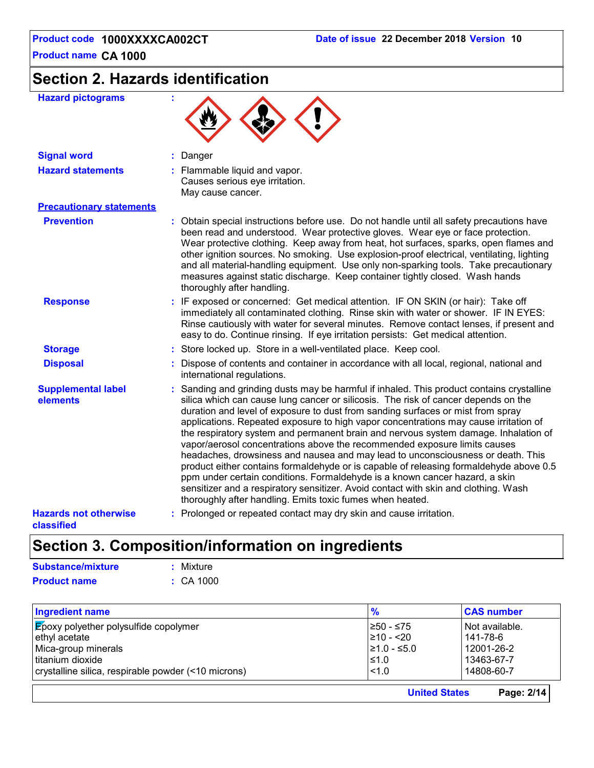## Section 2. Hazards identification

**Hazard pictograms** :

**Signal word** : Danger

**Hazard statements** : Flammable liquid and vapor.
Causes serious eye irritation.
May cause cancer.

**Precautionary statements**

**Prevention** : Obtain special instructions before use. Do not handle until all safety precautions have been read and understood. Wear protective gloves. Wear eye or face protection. Wear protective clothing. Keep away from heat, hot surfaces, sparks, open flames and other ignition sources. No smoking. Use explosion-proof electrical, ventilating, lighting and all material-handling equipment. Use only non-sparking tools. Take precautionary measures against static discharge. Keep container tightly closed. Wash hands thoroughly after handling.

**Response** : IF exposed or concerned: Get medical attention. IF ON SKIN (or hair): Take off immediately all contaminated clothing. Rinse skin with water or shower. IF IN EYES: Rinse cautiously with water for several minutes. Remove contact lenses, if present and easy to do. Continue rinsing. If eye irritation persists: Get medical attention.

**Storage** : Store locked up. Store in a well-ventilated place. Keep cool.

**Disposal** : Dispose of contents and container in accordance with all local, regional, national and international regulations.

**Supplemental label elements** : Sanding and grinding dusts may be harmful if inhaled. This product contains crystalline silica which can cause lung cancer or silicosis. The risk of cancer depends on the duration and level of exposure to dust from sanding surfaces or mist from spray applications. Repeated exposure to high vapor concentrations may cause irritation of the respiratory system and permanent brain and nervous system damage. Inhalation of vapor/aerosol concentrations above the recommended exposure limits causes headaches, drowsiness and nausea and may lead to unconsciousness or death. This product either contains formaldehyde or is capable of releasing formaldehyde above 0.5 ppm under certain conditions. Formaldehyde is a known cancer hazard, a skin sensitizer and a respiratory sensitizer. Avoid contact with skin and clothing. Wash thoroughly after handling. Emits toxic fumes when heated.

**Hazards not otherwise classified** : Prolonged or repeated contact may dry skin and cause irritation.

## Section 3. Composition/information on ingredients

**Substance/mixture** : Mixture

**Product name** : CA 1000

| Ingredient name | % | CAS number |
|---|---|---|
| Epoxy polyether polysulfide copolymer | ≥50 - ≤75 | Not available. |
| ethyl acetate | ≥10 - <20 | 141-78-6 |
| Mica-group minerals | ≥1.0 - ≤5.0 | 12001-26-2 |
| titanium dioxide | ≤1.0 | 13463-67-7 |
| crystalline silica, respirable powder (<10 microns) | <1.0 | 14808-60-7 |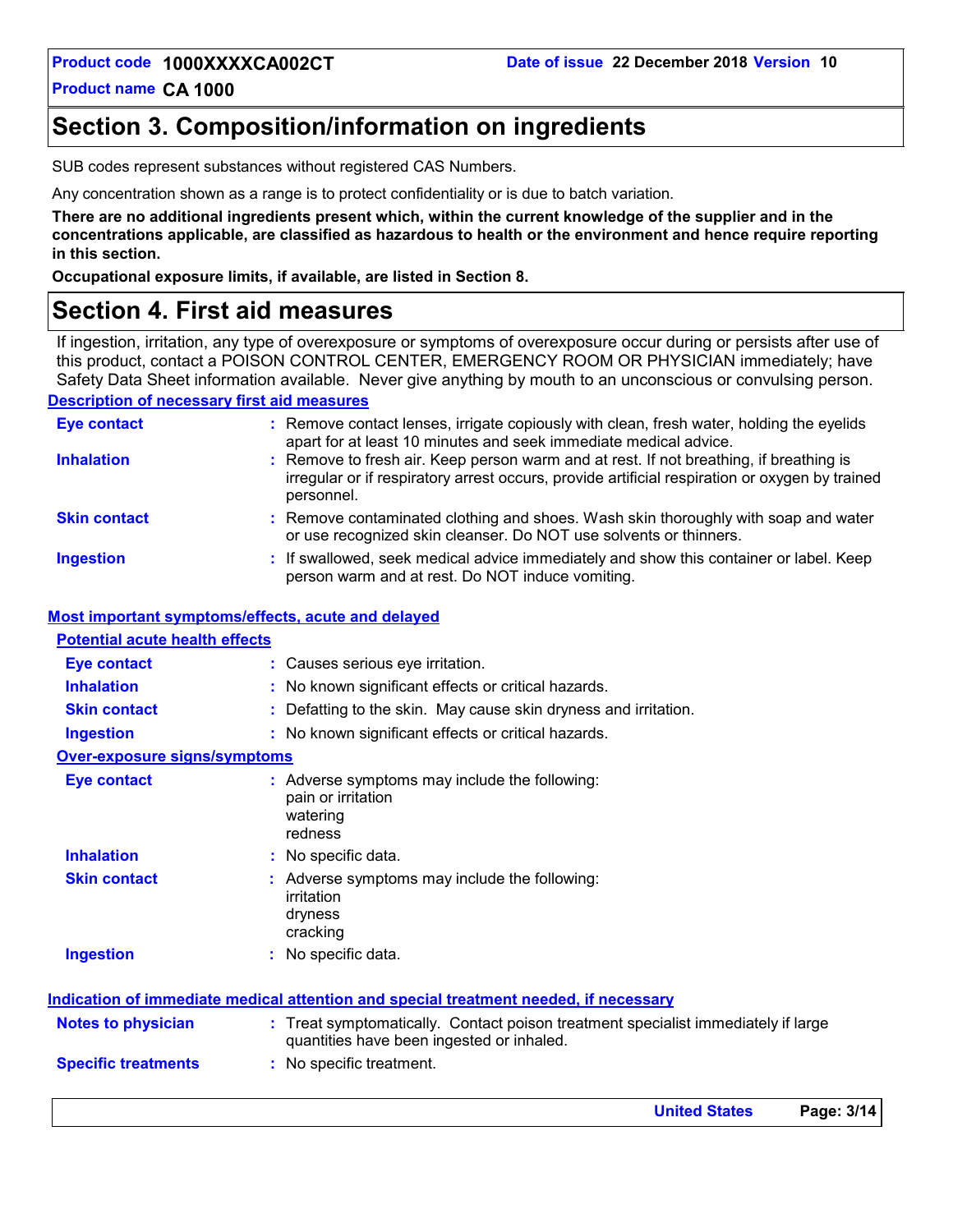# Section 3. Composition/information on ingredients

SUB codes represent substances without registered CAS Numbers.

Any concentration shown as a range is to protect confidentiality or is due to batch variation.

**There are no additional ingredients present which, within the current knowledge of the supplier and in the concentrations applicable, are classified as hazardous to health or the environment and hence require reporting in this section.**

**Occupational exposure limits, if available, are listed in Section 8.**

# Section 4. First aid measures

If ingestion, irritation, any type of overexposure or symptoms of overexposure occur during or persists after use of this product, contact a POISON CONTROL CENTER, EMERGENCY ROOM OR PHYSICIAN immediately; have Safety Data Sheet information available. Never give anything by mouth to an unconscious or convulsing person.

## Description of necessary first aid measures

**Eye contact** : Remove contact lenses, irrigate copiously with clean, fresh water, holding the eyelids apart for at least 10 minutes and seek immediate medical advice.

**Inhalation** : Remove to fresh air. Keep person warm and at rest. If not breathing, if breathing is irregular or if respiratory arrest occurs, provide artificial respiration or oxygen by trained personnel.

**Skin contact** : Remove contaminated clothing and shoes. Wash skin thoroughly with soap and water or use recognized skin cleanser. Do NOT use solvents or thinners.

**Ingestion** : If swallowed, seek medical advice immediately and show this container or label. Keep person warm and at rest. Do NOT induce vomiting.

## Most important symptoms/effects, acute and delayed

### Potential acute health effects

**Eye contact** : Causes serious eye irritation.

**Inhalation** : No known significant effects or critical hazards.

**Skin contact** : Defatting to the skin. May cause skin dryness and irritation.

**Ingestion** : No known significant effects or critical hazards.

### Over-exposure signs/symptoms

**Eye contact** : Adverse symptoms may include the following:
pain or irritation
watering
redness

**Inhalation** : No specific data.

**Skin contact** : Adverse symptoms may include the following:
irritation
dryness
cracking

**Ingestion** : No specific data.

## Indication of immediate medical attention and special treatment needed, if necessary

**Notes to physician** : Treat symptomatically. Contact poison treatment specialist immediately if large quantities have been ingested or inhaled.

**Specific treatments** : No specific treatment.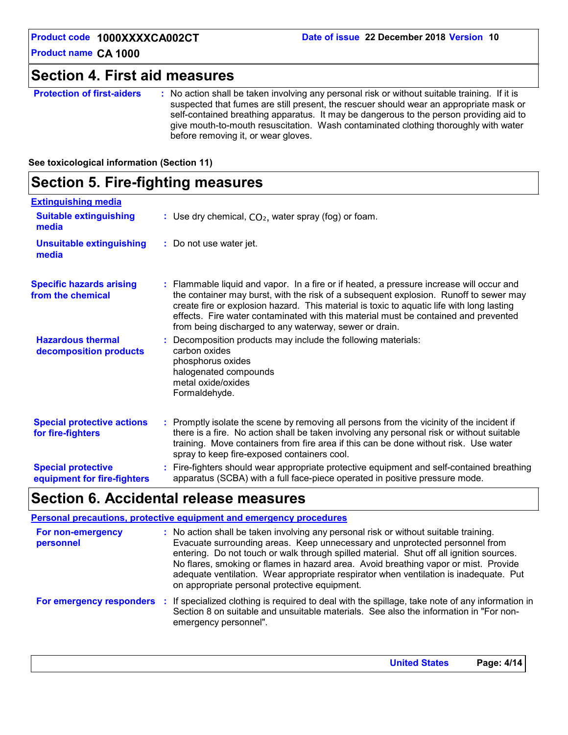## Section 4. First aid measures

**Protection of first-aiders** : No action shall be taken involving any personal risk or without suitable training. If it is suspected that fumes are still present, the rescuer should wear an appropriate mask or self-contained breathing apparatus. It may be dangerous to the person providing aid to give mouth-to-mouth resuscitation. Wash contaminated clothing thoroughly with water before removing it, or wear gloves.

**See toxicological information (Section 11)**

## Section 5. Fire-fighting measures

**Extinguishing media**

**Suitable extinguishing media** : Use dry chemical, $CO_2$, water spray (fog) or foam.

**Unsuitable extinguishing media** : Do not use water jet.

**Specific hazards arising from the chemical** : Flammable liquid and vapor. In a fire or if heated, a pressure increase will occur and the container may burst, with the risk of a subsequent explosion. Runoff to sewer may create fire or explosion hazard. This material is toxic to aquatic life with long lasting effects. Fire water contaminated with this material must be contained and prevented from being discharged to any waterway, sewer or drain.

**Hazardous thermal decomposition products** : Decomposition products may include the following materials:
carbon oxides
phosphorus oxides
halogenated compounds
metal oxide/oxides
Formaldehyde.

**Special protective actions for fire-fighters** : Promptly isolate the scene by removing all persons from the vicinity of the incident if there is a fire. No action shall be taken involving any personal risk or without suitable training. Move containers from fire area if this can be done without risk. Use water spray to keep fire-exposed containers cool.

**Special protective equipment for fire-fighters** : Fire-fighters should wear appropriate protective equipment and self-contained breathing apparatus (SCBA) with a full face-piece operated in positive pressure mode.

## Section 6. Accidental release measures

**Personal precautions, protective equipment and emergency procedures**

**For non-emergency personnel** : No action shall be taken involving any personal risk or without suitable training. Evacuate surrounding areas. Keep unnecessary and unprotected personnel from entering. Do not touch or walk through spilled material. Shut off all ignition sources. No flares, smoking or flames in hazard area. Avoid breathing vapor or mist. Provide adequate ventilation. Wear appropriate respirator when ventilation is inadequate. Put on appropriate personal protective equipment.

**For emergency responders** : If specialized clothing is required to deal with the spillage, take note of any information in Section 8 on suitable and unsuitable materials. See also the information in "For non-emergency personnel".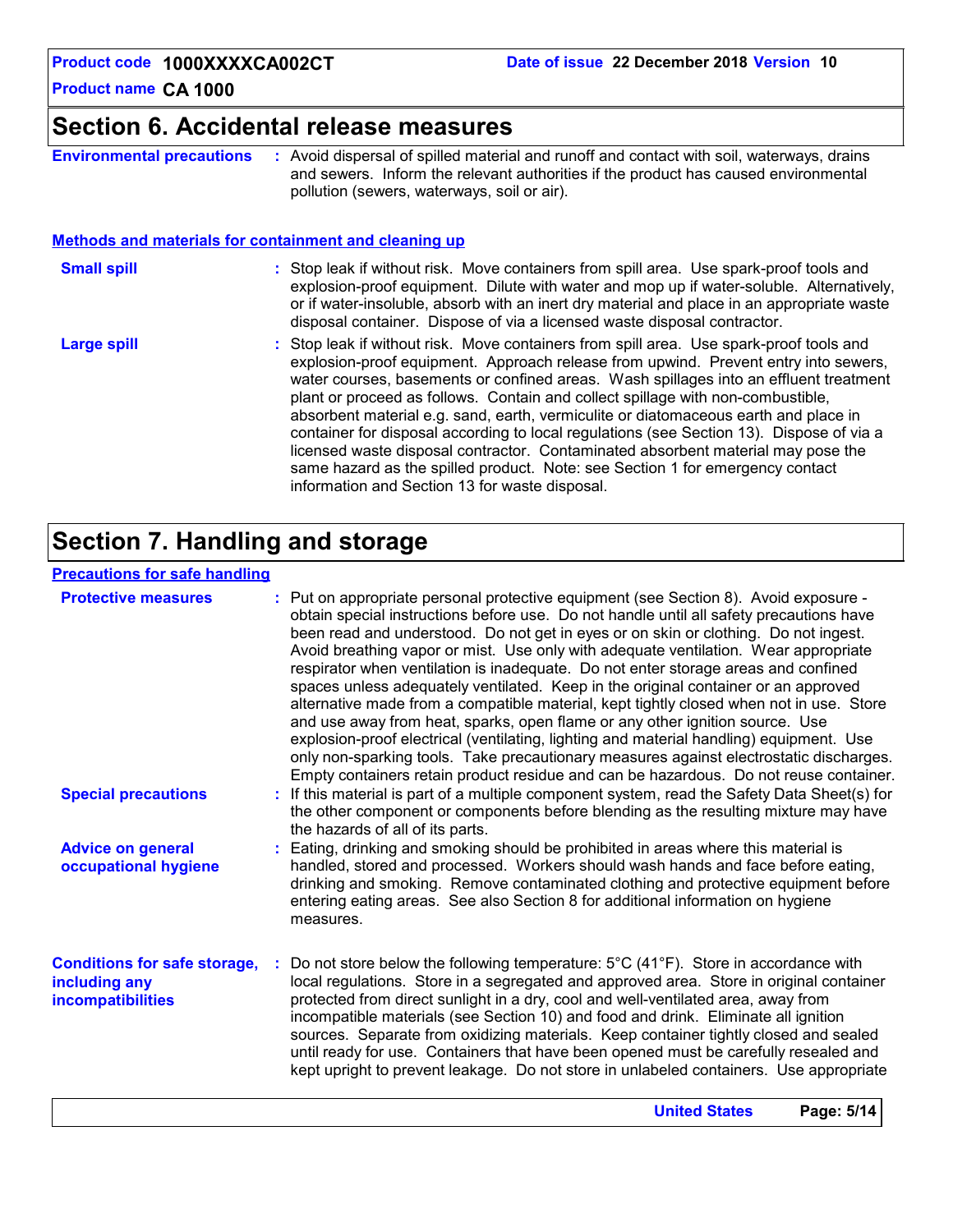## Section 6. Accidental release measures

**Environmental precautions** : Avoid dispersal of spilled material and runoff and contact with soil, waterways, drains and sewers. Inform the relevant authorities if the product has caused environmental pollution (sewers, waterways, soil or air).

### Methods and materials for containment and cleaning up

**Small spill** : Stop leak if without risk. Move containers from spill area. Use spark-proof tools and explosion-proof equipment. Dilute with water and mop up if water-soluble. Alternatively, or if water-insoluble, absorb with an inert dry material and place in an appropriate waste disposal container. Dispose of via a licensed waste disposal contractor.

**Large spill** : Stop leak if without risk. Move containers from spill area. Use spark-proof tools and explosion-proof equipment. Approach release from upwind. Prevent entry into sewers, water courses, basements or confined areas. Wash spillages into an effluent treatment plant or proceed as follows. Contain and collect spillage with non-combustible, absorbent material e.g. sand, earth, vermiculite or diatomaceous earth and place in container for disposal according to local regulations (see Section 13). Dispose of via a licensed waste disposal contractor. Contaminated absorbent material may pose the same hazard as the spilled product. Note: see Section 1 for emergency contact information and Section 13 for waste disposal.

## Section 7. Handling and storage

### Precautions for safe handling

**Protective measures** : Put on appropriate personal protective equipment (see Section 8). Avoid exposure - obtain special instructions before use. Do not handle until all safety precautions have been read and understood. Do not get in eyes or on skin or clothing. Do not ingest. Avoid breathing vapor or mist. Use only with adequate ventilation. Wear appropriate respirator when ventilation is inadequate. Do not enter storage areas and confined spaces unless adequately ventilated. Keep in the original container or an approved alternative made from a compatible material, kept tightly closed when not in use. Store and use away from heat, sparks, open flame or any other ignition source. Use explosion-proof electrical (ventilating, lighting and material handling) equipment. Use only non-sparking tools. Take precautionary measures against electrostatic discharges. Empty containers retain product residue and can be hazardous. Do not reuse container.

**Special precautions** : If this material is part of a multiple component system, read the Safety Data Sheet(s) for the other component or components before blending as the resulting mixture may have the hazards of all of its parts.

**Advice on general occupational hygiene** : Eating, drinking and smoking should be prohibited in areas where this material is handled, stored and processed. Workers should wash hands and face before eating, drinking and smoking. Remove contaminated clothing and protective equipment before entering eating areas. See also Section 8 for additional information on hygiene measures.

**Conditions for safe storage, including any incompatibilities** : Do not store below the following temperature: 5°C (41°F). Store in accordance with local regulations. Store in a segregated and approved area. Store in original container protected from direct sunlight in a dry, cool and well-ventilated area, away from incompatible materials (see Section 10) and food and drink. Eliminate all ignition sources. Separate from oxidizing materials. Keep container tightly closed and sealed until ready for use. Containers that have been opened must be carefully resealed and kept upright to prevent leakage. Do not store in unlabeled containers. Use appropriate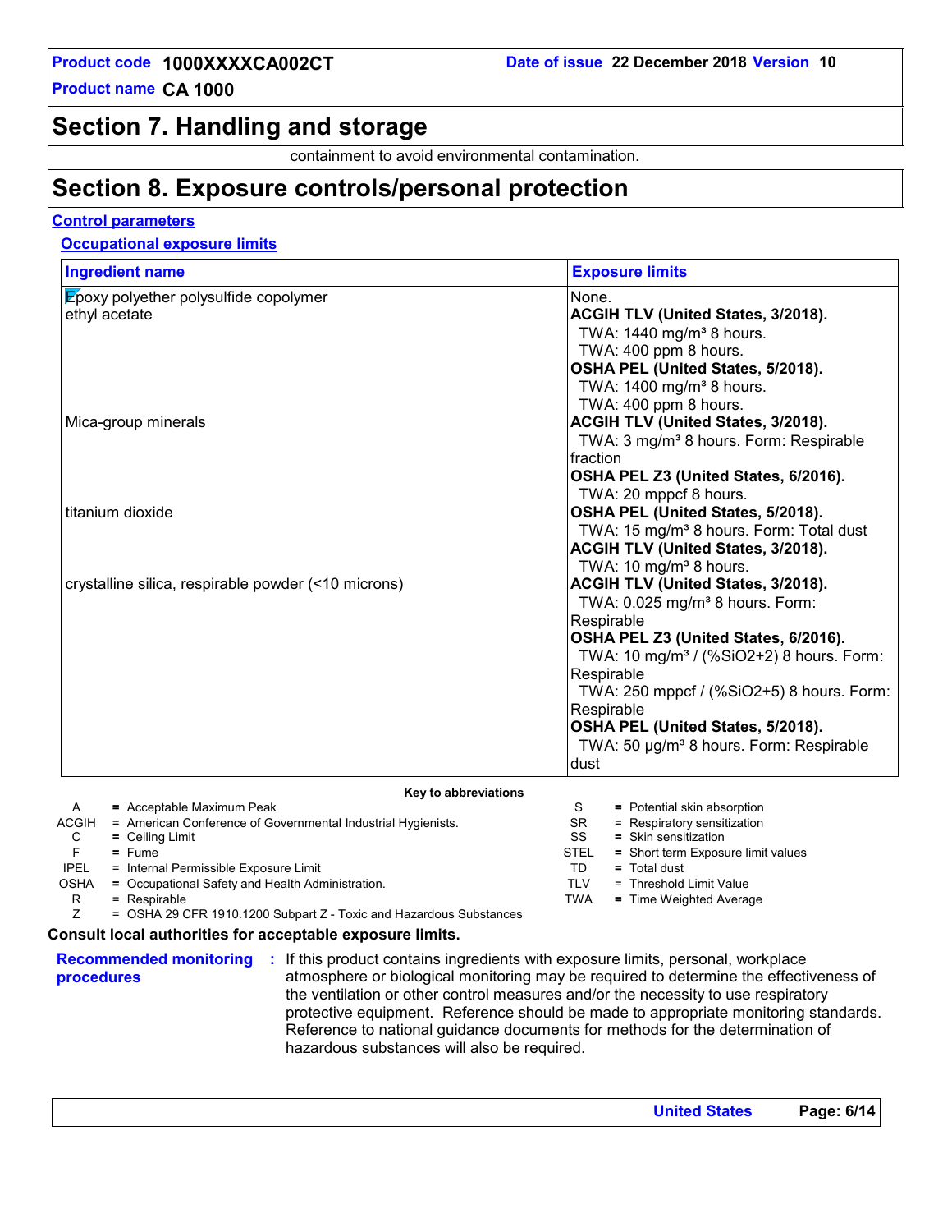## Section 7. Handling and storage

containment to avoid environmental contamination.

## Section 8. Exposure controls/personal protection

### Control parameters

#### Occupational exposure limits

| Ingredient name | Exposure limits |
|---|---|
| Epoxy polyether polysulfide copolymer | None. |
| ethyl acetate | **ACGIH TLV (United States, 3/2018).**<br>TWA: 1440 mg/m³ 8 hours.<br>TWA: 400 ppm 8 hours.<br>**OSHA PEL (United States, 5/2018).**<br>TWA: 1400 mg/m³ 8 hours.<br>TWA: 400 ppm 8 hours. |
| Mica-group minerals | **ACGIH TLV (United States, 3/2018).**<br>TWA: 3 mg/m³ 8 hours. Form: Respirable fraction<br>**OSHA PEL Z3 (United States, 6/2016).**<br>TWA: 20 mppcf 8 hours. |
| titanium dioxide | **OSHA PEL (United States, 5/2018).**<br>TWA: 15 mg/m³ 8 hours. Form: Total dust<br>**ACGIH TLV (United States, 3/2018).**<br>TWA: 10 mg/m³ 8 hours. |
| crystalline silica, respirable powder (<10 microns) | **ACGIH TLV (United States, 3/2018).**<br>TWA: 0.025 mg/m³ 8 hours. Form: Respirable<br>**OSHA PEL Z3 (United States, 6/2016).**<br>TWA: 10 mg/m³ / (%SiO2+2) 8 hours. Form: Respirable<br>TWA: 250 mppcf / (%SiO2+5) 8 hours. Form: Respirable<br>**OSHA PEL (United States, 5/2018).**<br>TWA: 50 µg/m³ 8 hours. Form: Respirable dust |

**Key to abbreviations**

A = Acceptable Maximum Peak
ACGIH = American Conference of Governmental Industrial Hygienists.
C = Ceiling Limit
F = Fume
IPEL = Internal Permissible Exposure Limit
OSHA = Occupational Safety and Health Administration.
R = Respirable
Z = OSHA 29 CFR 1910.1200 Subpart Z - Toxic and Hazardous Substances
S = Potential skin absorption
SR = Respiratory sensitization
SS = Skin sensitization
STEL = Short term Exposure limit values
TD = Total dust
TLV = Threshold Limit Value
TWA = Time Weighted Average

**Consult local authorities for acceptable exposure limits.**

**Recommended monitoring procedures** : If this product contains ingredients with exposure limits, personal, workplace atmosphere or biological monitoring may be required to determine the effectiveness of the ventilation or other control measures and/or the necessity to use respiratory protective equipment. Reference should be made to appropriate monitoring standards. Reference to national guidance documents for methods for the determination of hazardous substances will also be required.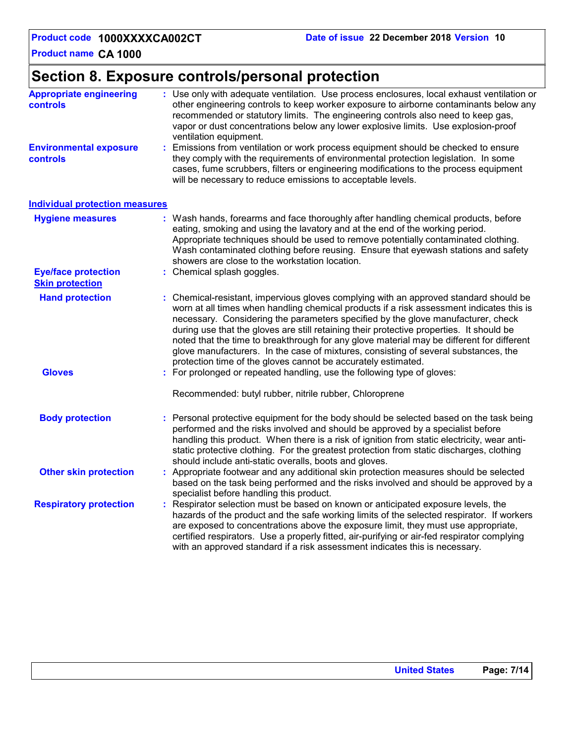# Section 8. Exposure controls/personal protection

**Appropriate engineering controls** : Use only with adequate ventilation. Use process enclosures, local exhaust ventilation or other engineering controls to keep worker exposure to airborne contaminants below any recommended or statutory limits. The engineering controls also need to keep gas, vapor or dust concentrations below any lower explosive limits. Use explosion-proof ventilation equipment.

**Environmental exposure controls** : Emissions from ventilation or work process equipment should be checked to ensure they comply with the requirements of environmental protection legislation. In some cases, fume scrubbers, filters or engineering modifications to the process equipment will be necessary to reduce emissions to acceptable levels.

## Individual protection measures

**Hygiene measures** : Wash hands, forearms and face thoroughly after handling chemical products, before eating, smoking and using the lavatory and at the end of the working period. Appropriate techniques should be used to remove potentially contaminated clothing. Wash contaminated clothing before reusing. Ensure that eyewash stations and safety showers are close to the workstation location.

**Eye/face protection** : Chemical splash goggles.

### Skin protection

**Hand protection** : Chemical-resistant, impervious gloves complying with an approved standard should be worn at all times when handling chemical products if a risk assessment indicates this is necessary. Considering the parameters specified by the glove manufacturer, check during use that the gloves are still retaining their protective properties. It should be noted that the time to breakthrough for any glove material may be different for different glove manufacturers. In the case of mixtures, consisting of several substances, the protection time of the gloves cannot be accurately estimated.

**Gloves** : For prolonged or repeated handling, use the following type of gloves:

Recommended: butyl rubber, nitrile rubber, Chloroprene

**Body protection** : Personal protective equipment for the body should be selected based on the task being performed and the risks involved and should be approved by a specialist before handling this product. When there is a risk of ignition from static electricity, wear anti-static protective clothing. For the greatest protection from static discharges, clothing should include anti-static overalls, boots and gloves.

**Other skin protection** : Appropriate footwear and any additional skin protection measures should be selected based on the task being performed and the risks involved and should be approved by a specialist before handling this product.

**Respiratory protection** : Respirator selection must be based on known or anticipated exposure levels, the hazards of the product and the safe working limits of the selected respirator. If workers are exposed to concentrations above the exposure limit, they must use appropriate, certified respirators. Use a properly fitted, air-purifying or air-fed respirator complying with an approved standard if a risk assessment indicates this is necessary.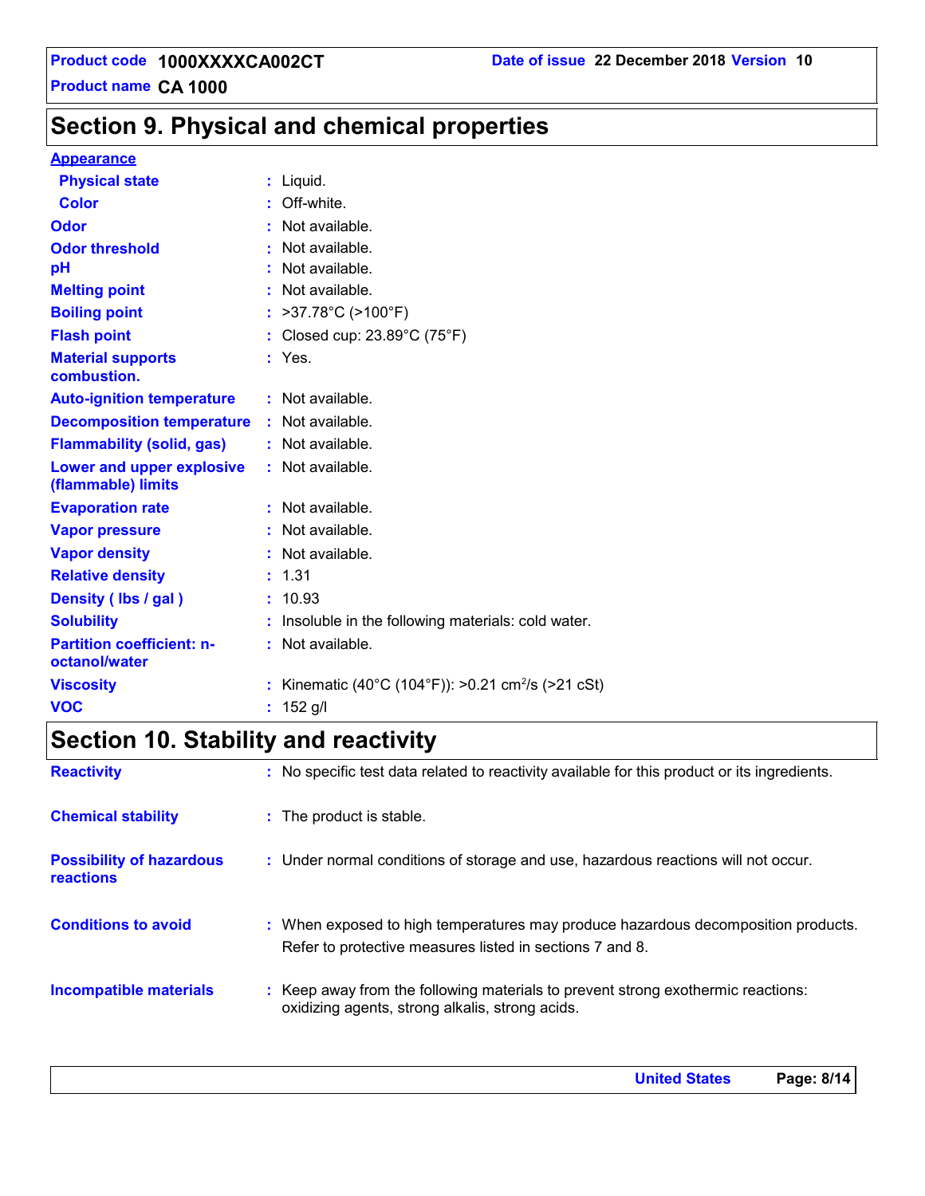## Section 9. Physical and chemical properties

**Appearance**

| | | |
|---|---|---|
| **Physical state** | : | Liquid. |
| **Color** | : | Off-white. |
| **Odor** | : | Not available. |
| **Odor threshold** | : | Not available. |
| **pH** | : | Not available. |
| **Melting point** | : | Not available. |
| **Boiling point** | : | >37.78°C (>100°F) |
| **Flash point** | : | Closed cup: 23.89°C (75°F) |
| **Material supports combustion.** | : | Yes. |
| **Auto-ignition temperature** | : | Not available. |
| **Decomposition temperature** | : | Not available. |
| **Flammability (solid, gas)** | : | Not available. |
| **Lower and upper explosive (flammable) limits** | : | Not available. |
| **Evaporation rate** | : | Not available. |
| **Vapor pressure** | : | Not available. |
| **Vapor density** | : | Not available. |
| **Relative density** | : | 1.31 |
| **Density ( lbs / gal )** | : | 10.93 |
| **Solubility** | : | Insoluble in the following materials: cold water. |
| **Partition coefficient: n-octanol/water** | : | Not available. |
| **Viscosity** | : | Kinematic (40°C (104°F)): >0.21 $cm^2/s$ (>21 cSt) |
| **VOC** | : | 152 g/l |

## Section 10. Stability and reactivity

| | | |
|---|---|---|
| **Reactivity** | : | No specific test data related to reactivity available for this product or its ingredients. |
| **Chemical stability** | : | The product is stable. |
| **Possibility of hazardous reactions** | : | Under normal conditions of storage and use, hazardous reactions will not occur. |
| **Conditions to avoid** | : | When exposed to high temperatures may produce hazardous decomposition products. Refer to protective measures listed in sections 7 and 8. |
| **Incompatible materials** | : | Keep away from the following materials to prevent strong exothermic reactions: oxidizing agents, strong alkalis, strong acids. |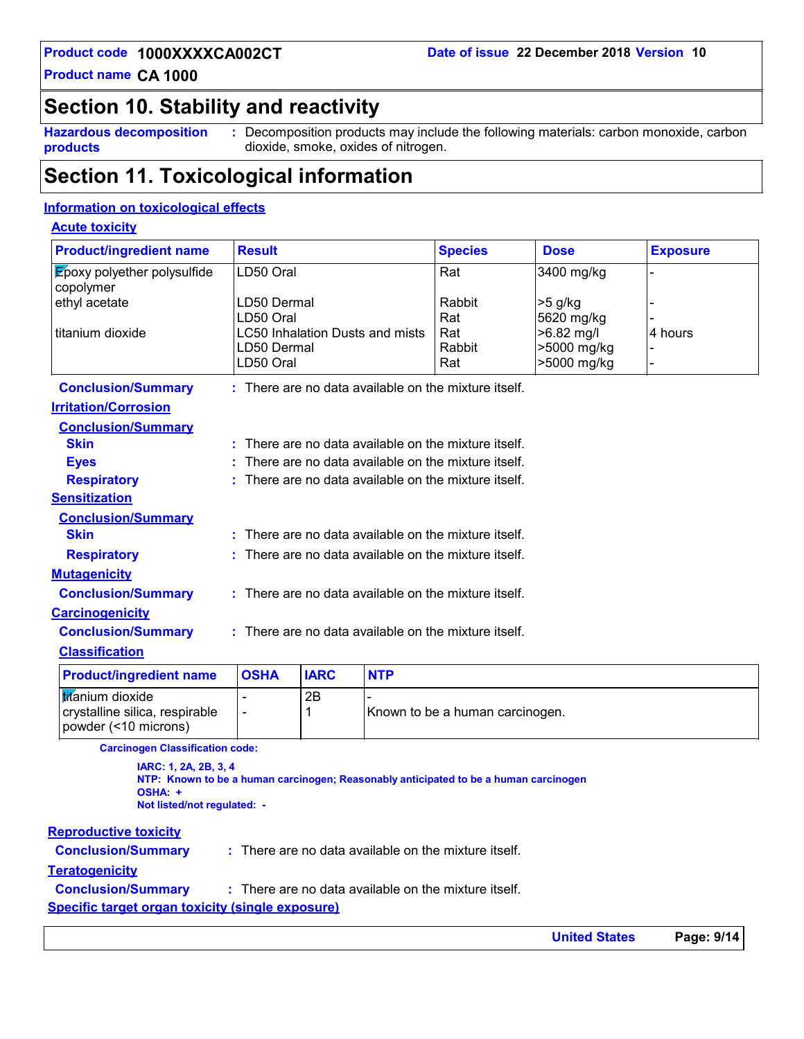## Section 10. Stability and reactivity

**Hazardous decomposition products** : Decomposition products may include the following materials: carbon monoxide, carbon dioxide, smoke, oxides of nitrogen.

## Section 11. Toxicological information

### Information on toxicological effects

#### Acute toxicity

| Product/ingredient name | Result | Species | Dose | Exposure |
|---|---|---|---|---|
| Epoxy polyether polysulfide copolymer | LD50 Oral | Rat | 3400 mg/kg | - |
| ethyl acetate | LD50 Dermal | Rabbit | >5 g/kg | - |
| | LD50 Oral | Rat | 5620 mg/kg | - |
| titanium dioxide | LC50 Inhalation Dusts and mists | Rat | >6.82 mg/l | 4 hours |
| | LD50 Dermal | Rabbit | >5000 mg/kg | - |
| | LD50 Oral | Rat | >5000 mg/kg | - |

**Conclusion/Summary** : There are no data available on the mixture itself.

#### Irritation/Corrosion

**Conclusion/Summary**

**Skin** : There are no data available on the mixture itself.

**Eyes** : There are no data available on the mixture itself.

**Respiratory** : There are no data available on the mixture itself.

#### Sensitization

**Conclusion/Summary**

**Skin** : There are no data available on the mixture itself.

**Respiratory** : There are no data available on the mixture itself.

#### Mutagenicity

**Conclusion/Summary** : There are no data available on the mixture itself.

#### Carcinogenicity

**Conclusion/Summary** : There are no data available on the mixture itself.

**Classification**

| Product/ingredient name | OSHA | IARC | NTP |
|---|---|---|---|
| titanium dioxide | - | 2B | - |
| crystalline silica, respirable powder (<10 microns) | - | 1 | Known to be a human carcinogen. |

**Carcinogen Classification code:**

**IARC: 1, 2A, 2B, 3, 4**
**NTP: Known to be a human carcinogen; Reasonably anticipated to be a human carcinogen**
**OSHA: +**
**Not listed/not regulated: -**

#### Reproductive toxicity

**Conclusion/Summary** : There are no data available on the mixture itself.

#### Teratogenicity

**Conclusion/Summary** : There are no data available on the mixture itself.

#### Specific target organ toxicity (single exposure)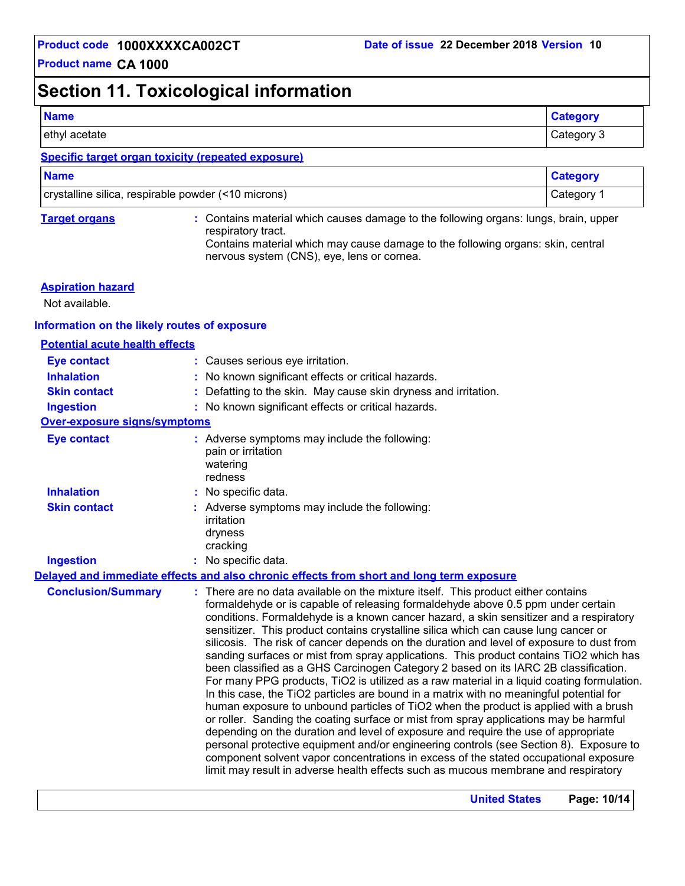## Section 11. Toxicological information

| Name | Category |
|---|---|
| ethyl acetate | Category 3 |

**Specific target organ toxicity (repeated exposure)**

| Name | Category |
|---|---|
| crystalline silica, respirable powder (<10 microns) | Category 1 |

**Target organs** : Contains material which causes damage to the following organs: lungs, brain, upper respiratory tract.
Contains material which may cause damage to the following organs: skin, central nervous system (CNS), eye, lens or cornea.

**Aspiration hazard**

Not available.

### Information on the likely routes of exposure

**Potential acute health effects**

**Eye contact** : Causes serious eye irritation.

**Inhalation** : No known significant effects or critical hazards.

**Skin contact** : Defatting to the skin. May cause skin dryness and irritation.

**Ingestion** : No known significant effects or critical hazards.

**Over-exposure signs/symptoms**

**Eye contact** : Adverse symptoms may include the following:
pain or irritation
watering
redness

**Inhalation** : No specific data.

**Skin contact** : Adverse symptoms may include the following:
irritation
dryness
cracking

**Ingestion** : No specific data.

### Delayed and immediate effects and also chronic effects from short and long term exposure

**Conclusion/Summary** : There are no data available on the mixture itself. This product either contains formaldehyde or is capable of releasing formaldehyde above 0.5 ppm under certain conditions. Formaldehyde is a known cancer hazard, a skin sensitizer and a respiratory sensitizer. This product contains crystalline silica which can cause lung cancer or silicosis. The risk of cancer depends on the duration and level of exposure to dust from sanding surfaces or mist from spray applications. This product contains TiO2 which has been classified as a GHS Carcinogen Category 2 based on its IARC 2B classification. For many PPG products, TiO2 is utilized as a raw material in a liquid coating formulation. In this case, the TiO2 particles are bound in a matrix with no meaningful potential for human exposure to unbound particles of TiO2 when the product is applied with a brush or roller. Sanding the coating surface or mist from spray applications may be harmful depending on the duration and level of exposure and require the use of appropriate personal protective equipment and/or engineering controls (see Section 8). Exposure to component solvent vapor concentrations in excess of the stated occupational exposure limit may result in adverse health effects such as mucous membrane and respiratory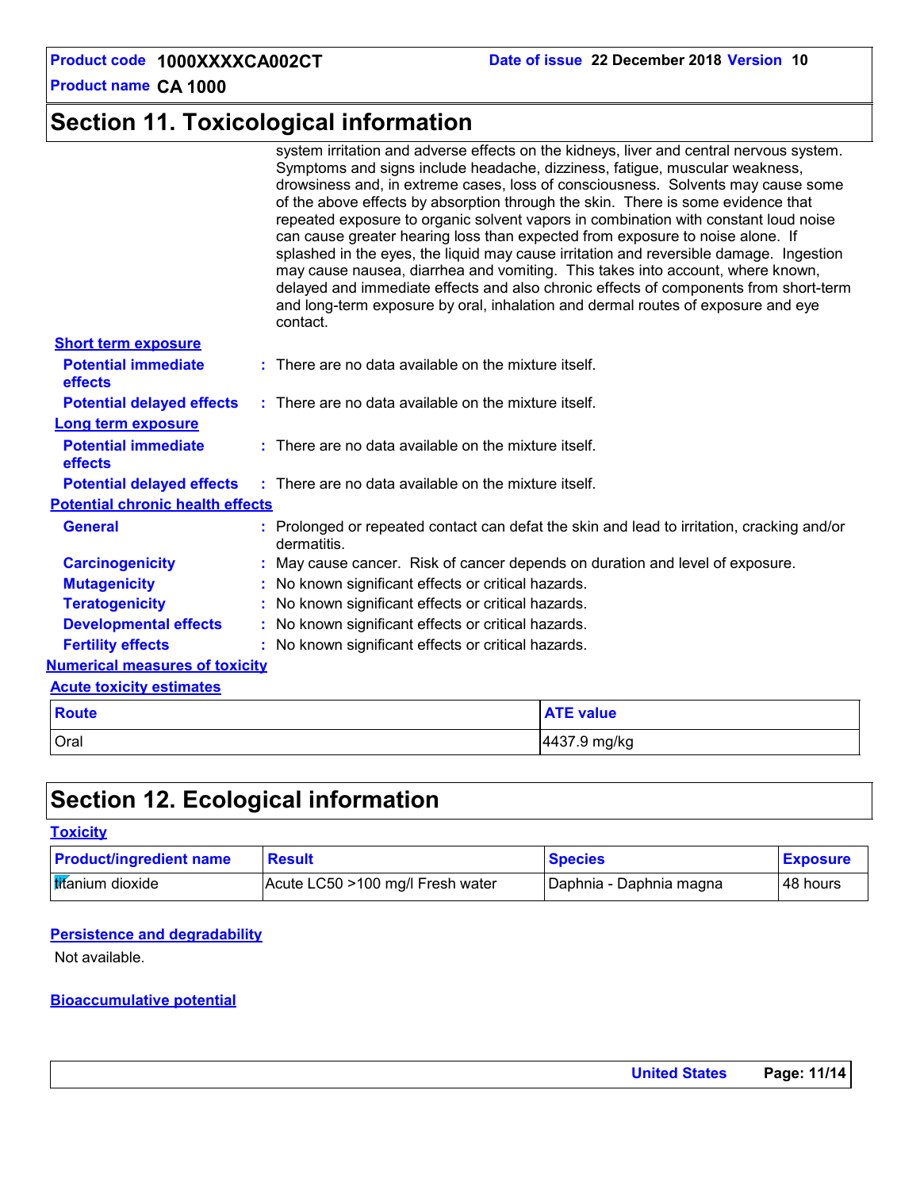## Section 11. Toxicological information

system irritation and adverse effects on the kidneys, liver and central nervous system. Symptoms and signs include headache, dizziness, fatigue, muscular weakness, drowsiness and, in extreme cases, loss of consciousness. Solvents may cause some of the above effects by absorption through the skin. There is some evidence that repeated exposure to organic solvent vapors in combination with constant loud noise can cause greater hearing loss than expected from exposure to noise alone. If splashed in the eyes, the liquid may cause irritation and reversible damage. Ingestion may cause nausea, diarrhea and vomiting. This takes into account, where known, delayed and immediate effects and also chronic effects of components from short-term and long-term exposure by oral, inhalation and dermal routes of exposure and eye contact.

**Short term exposure**

**Potential immediate effects** : There are no data available on the mixture itself.

**Potential delayed effects** : There are no data available on the mixture itself.

**Long term exposure**

**Potential immediate effects** : There are no data available on the mixture itself.

**Potential delayed effects** : There are no data available on the mixture itself.

**Potential chronic health effects**

**General** : Prolonged or repeated contact can defat the skin and lead to irritation, cracking and/or dermatitis.

**Carcinogenicity** : May cause cancer. Risk of cancer depends on duration and level of exposure.

**Mutagenicity** : No known significant effects or critical hazards.

**Teratogenicity** : No known significant effects or critical hazards.

**Developmental effects** : No known significant effects or critical hazards.

**Fertility effects** : No known significant effects or critical hazards.

**Numerical measures of toxicity**

**Acute toxicity estimates**

| Route | ATE value |
|---|---|
| Oral | 4437.9 mg/kg |

## Section 12. Ecological information

**Toxicity**

| Product/ingredient name | Result | Species | Exposure |
|---|---|---|---|
| titanium dioxide | Acute LC50 >100 mg/l Fresh water | Daphnia - Daphnia magna | 48 hours |

**Persistence and degradability**

Not available.

**Bioaccumulative potential**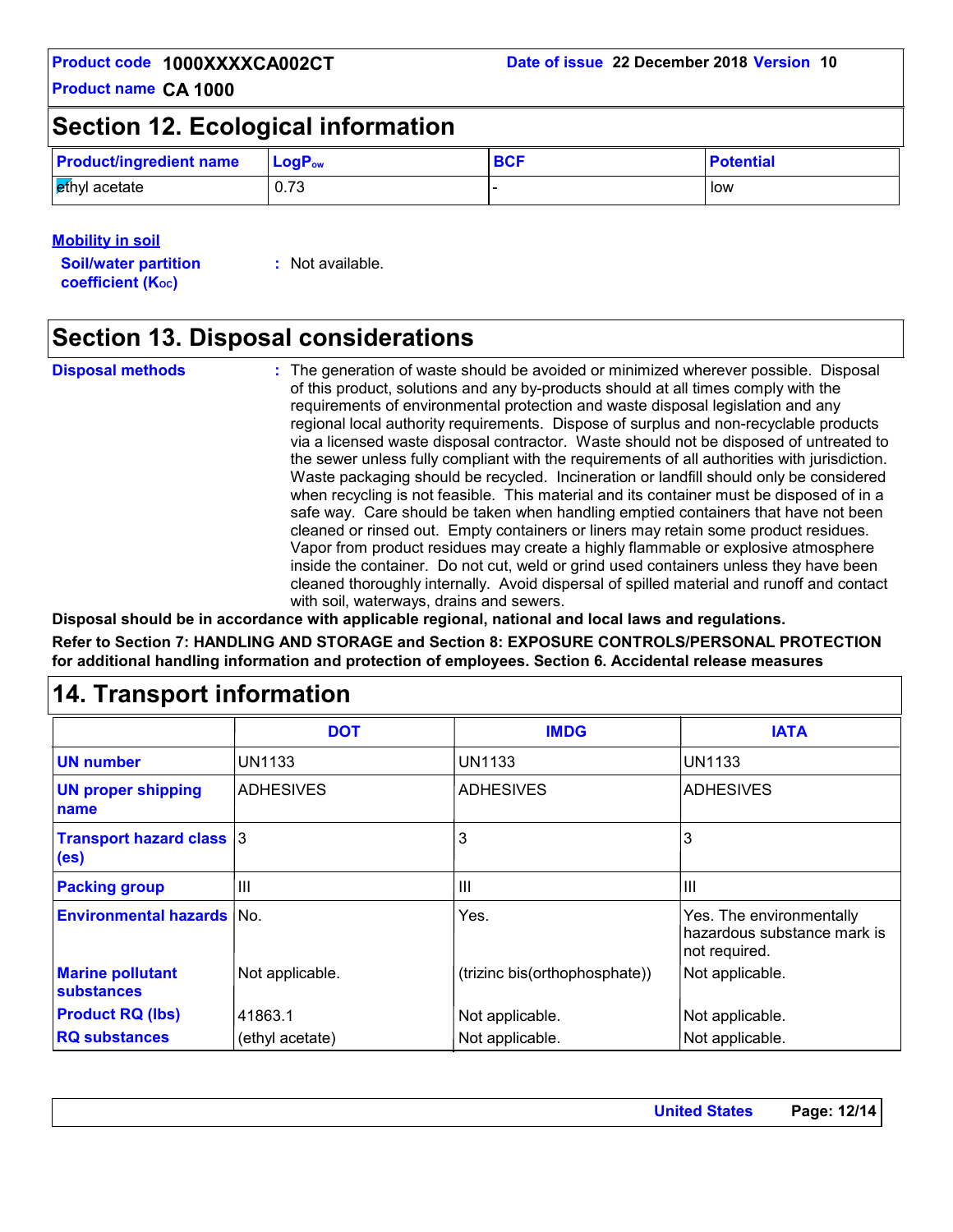## Section 12. Ecological information

| Product/ingredient name | $LogP_{ow}$ | BCF | Potential |
|---|---|---|---|
| ethyl acetate | 0.73 | - | low |

### Mobility in soil

**Soil/water partition coefficient ($K_{OC}$)** : Not available.

## Section 13. Disposal considerations

**Disposal methods** : The generation of waste should be avoided or minimized wherever possible. Disposal of this product, solutions and any by-products should at all times comply with the requirements of environmental protection and waste disposal legislation and any regional local authority requirements. Dispose of surplus and non-recyclable products via a licensed waste disposal contractor. Waste should not be disposed of untreated to the sewer unless fully compliant with the requirements of all authorities with jurisdiction. Waste packaging should be recycled. Incineration or landfill should only be considered when recycling is not feasible. This material and its container must be disposed of in a safe way. Care should be taken when handling emptied containers that have not been cleaned or rinsed out. Empty containers or liners may retain some product residues. Vapor from product residues may create a highly flammable or explosive atmosphere inside the container. Do not cut, weld or grind used containers unless they have been cleaned thoroughly internally. Avoid dispersal of spilled material and runoff and contact with soil, waterways, drains and sewers.

**Disposal should be in accordance with applicable regional, national and local laws and regulations.**

**Refer to Section 7: HANDLING AND STORAGE and Section 8: EXPOSURE CONTROLS/PERSONAL PROTECTION for additional handling information and protection of employees. Section 6. Accidental release measures**

## 14. Transport information

| | DOT | IMDG | IATA |
|---|---|---|---|
| UN number | UN1133 | UN1133 | UN1133 |
| UN proper shipping name | ADHESIVES | ADHESIVES | ADHESIVES |
| Transport hazard class (es) | 3 | 3 | 3 |
| Packing group | III | III | III |
| Environmental hazards | No. | Yes. | Yes. The environmentally hazardous substance mark is not required. |
| Marine pollutant substances | Not applicable. | (trizinc bis(orthophosphate)) | Not applicable. |
| Product RQ (lbs) | 41863.1 | Not applicable. | Not applicable. |
| RQ substances | (ethyl acetate) | Not applicable. | Not applicable. |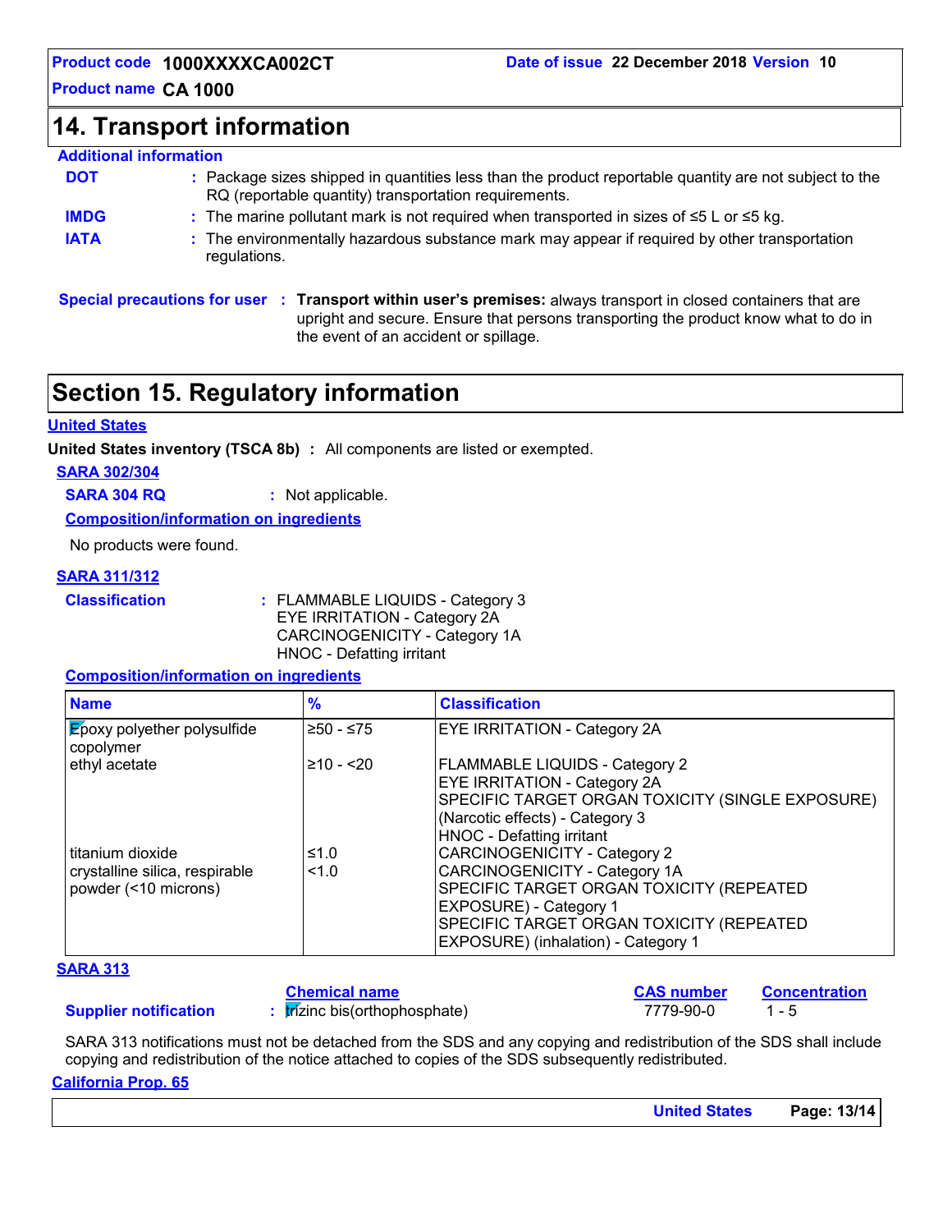## 14. Transport information

**Additional information**

**DOT** : Package sizes shipped in quantities less than the product reportable quantity are not subject to the RQ (reportable quantity) transportation requirements.

**IMDG** : The marine pollutant mark is not required when transported in sizes of ≤5 L or ≤5 kg.

**IATA** : The environmentally hazardous substance mark may appear if required by other transportation regulations.

**Special precautions for user** : **Transport within user's premises:** always transport in closed containers that are upright and secure. Ensure that persons transporting the product know what to do in the event of an accident or spillage.

## Section 15. Regulatory information

**United States**

**United States inventory (TSCA 8b)** : All components are listed or exempted.

**SARA 302/304**

**SARA 304 RQ** : Not applicable.

**Composition/information on ingredients**

No products were found.

**SARA 311/312**

**Classification** : FLAMMABLE LIQUIDS - Category 3
EYE IRRITATION - Category 2A
CARCINOGENICITY - Category 1A
HNOC - Defatting irritant

**Composition/information on ingredients**

| Name | % | Classification |
|---|---|---|
| Epoxy polyether polysulfide copolymer | ≥50 - ≤75 | EYE IRRITATION - Category 2A |
| ethyl acetate | ≥10 - <20 | FLAMMABLE LIQUIDS - Category 2<br>EYE IRRITATION - Category 2A<br>SPECIFIC TARGET ORGAN TOXICITY (SINGLE EXPOSURE) (Narcotic effects) - Category 3<br>HNOC - Defatting irritant |
| titanium dioxide | ≤1.0 | CARCINOGENICITY - Category 2 |
| crystalline silica, respirable powder (<10 microns) | <1.0 | CARCINOGENICITY - Category 1A<br>SPECIFIC TARGET ORGAN TOXICITY (REPEATED EXPOSURE) - Category 1<br>SPECIFIC TARGET ORGAN TOXICITY (REPEATED EXPOSURE) (inhalation) - Category 1 |

**SARA 313**

| | Chemical name | CAS number | Concentration |
|---|---|---|---|
| **Supplier notification** : | trizinc bis(orthophosphate) | 7779-90-0 | 1 - 5 |

SARA 313 notifications must not be detached from the SDS and any copying and redistribution of the SDS shall include copying and redistribution of the notice attached to copies of the SDS subsequently redistributed.

**California Prop. 65**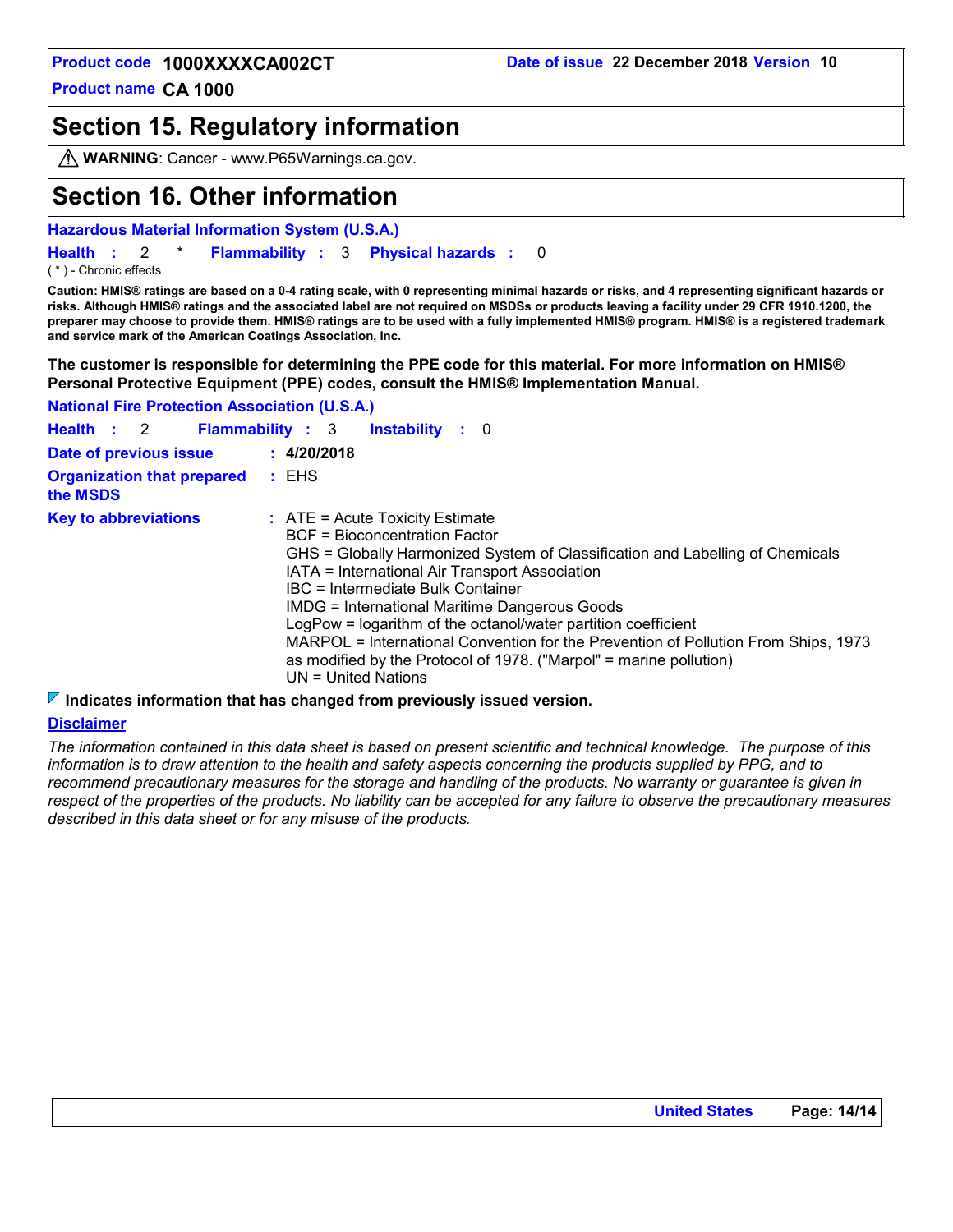## Section 15. Regulatory information

⚠ **WARNING**: Cancer - www.P65Warnings.ca.gov.

## Section 16. Other information

**Hazardous Material Information System (U.S.A.)**

**Health** : 2 * **Flammability** : 3 **Physical hazards** : 0

( * ) - Chronic effects

**Caution: HMIS® ratings are based on a 0-4 rating scale, with 0 representing minimal hazards or risks, and 4 representing significant hazards or risks. Although HMIS® ratings and the associated label are not required on MSDSs or products leaving a facility under 29 CFR 1910.1200, the preparer may choose to provide them. HMIS® ratings are to be used with a fully implemented HMIS® program. HMIS® is a registered trademark and service mark of the American Coatings Association, Inc.**

**The customer is responsible for determining the PPE code for this material. For more information on HMIS® Personal Protective Equipment (PPE) codes, consult the HMIS® Implementation Manual.**

**National Fire Protection Association (U.S.A.)**

**Health** : 2 **Flammability** : 3 **Instability** : 0

**Date of previous issue** : **4/20/2018**

**Organization that prepared the MSDS** : EHS

**Key to abbreviations** :
ATE = Acute Toxicity Estimate
BCF = Bioconcentration Factor
GHS = Globally Harmonized System of Classification and Labelling of Chemicals
IATA = International Air Transport Association
IBC = Intermediate Bulk Container
IMDG = International Maritime Dangerous Goods
LogPow = logarithm of the octanol/water partition coefficient
MARPOL = International Convention for the Prevention of Pollution From Ships, 1973 as modified by the Protocol of 1978. ("Marpol" = marine pollution)
UN = United Nations

◤ **Indicates information that has changed from previously issued version.**

**Disclaimer**

*The information contained in this data sheet is based on present scientific and technical knowledge. The purpose of this information is to draw attention to the health and safety aspects concerning the products supplied by PPG, and to recommend precautionary measures for the storage and handling of the products. No warranty or guarantee is given in respect of the properties of the products. No liability can be accepted for any failure to observe the precautionary measures described in this data sheet or for any misuse of the products.*